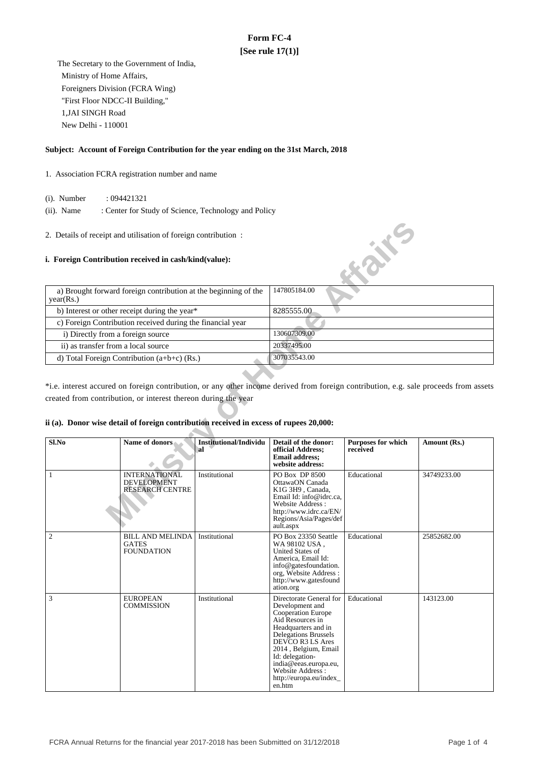# Form FC-4
**[See rule 17(1)]**

The Secretary to the Government of India,
Ministry of Home Affairs,
Foreigners Division (FCRA Wing)
"First Floor NDCC-II Building,"
1,JAI SINGH Road
New Delhi - 110001

**Subject: Account of Foreign Contribution for the year ending on the 31st March, 2018**

1. Association FCRA registration number and name

(i). Number : 094421321

(ii). Name : Center for Study of Science, Technology and Policy

2. Details of receipt and utilisation of foreign contribution :

**i. Foreign Contribution received in cash/kind(value):**

| | |
|---|---|
| a) Brought forward foreign contribution at the beginning of the year(Rs.) | 147805184.00 |
| b) Interest or other receipt during the year* | 8285555.00 |
| c) Foreign Contribution received during the financial year | |
| i) Directly from a foreign source | 130607309.00 |
| ii) as transfer from a local source | 20337495.00 |
| d) Total Foreign Contribution (a+b+c) (Rs.) | 307035543.00 |

*i.e. interest accured on foreign contribution, or any other income derived from foreign contribution, e.g. sale proceeds from assets created from contribution, or interest thereon during the year

**ii (a). Donor wise detail of foreign contribution received in excess of rupees 20,000:**

| Sl.No | Name of donors | Institutional/Individual | Detail of the donor: official Address; Email address; website address: | Purposes for which received | Amount (Rs.) |
|---|---|---|---|---|---|
| 1 | INTERNATIONAL DEVELOPMENT RESEARCH CENTRE | Institutional | PO Box DP 8500 OttawaON Canada K1G 3H9 , Canada, Email Id: info@idrc.ca, Website Address : http://www.idrc.ca/EN/Regions/Asia/Pages/default.aspx | Educational | 34749233.00 |
| 2 | BILL AND MELINDA GATES FOUNDATION | Institutional | PO Box 23350 Seattle WA 98102 USA , United States of America, Email Id: info@gatesfoundation.org, Website Address : http://www.gatesfoundation.org | Educational | 25852682.00 |
| 3 | EUROPEAN COMMISSION | Institutional | Directorate General for Development and Cooperation Europe Aid Resources in Headquarters and in Delegations Brussels DEVCO R3 LS Ares 2014 , Belgium, Email Id: delegation-india@eeas.europa.eu, Website Address : http://europa.eu/index_en.htm | Educational | 143123.00 |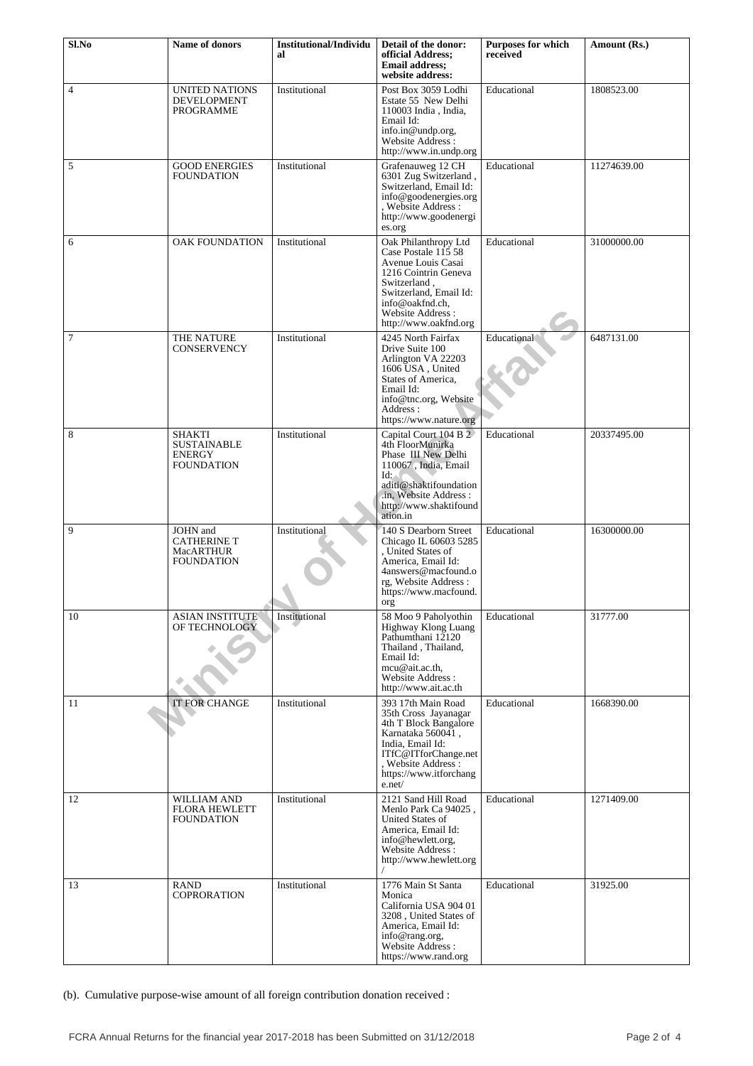| Sl.No | Name of donors | Institutional/Individual | Detail of the donor: official Address; Email address; website address: | Purposes for which received | Amount (Rs.) |
|---|---|---|---|---|---|
| 4 | UNITED NATIONS DEVELOPMENT PROGRAMME | Institutional | Post Box 3059 Lodhi Estate 55 New Delhi 110003 India , India, Email Id: info.in@undp.org, Website Address : http://www.in.undp.org | Educational | 1808523.00 |
| 5 | GOOD ENERGIES FOUNDATION | Institutional | Grafenauweg 12 CH 6301 Zug Switzerland , Switzerland, Email Id: info@goodenergies.org , Website Address : http://www.goodenergies.org | Educational | 11274639.00 |
| 6 | OAK FOUNDATION | Institutional | Oak Philanthropy Ltd Case Postale 115 58 Avenue Louis Casai 1216 Cointrin Geneva Switzerland , Switzerland, Email Id: info@oakfnd.ch, Website Address : http://www.oakfnd.org | Educational | 31000000.00 |
| 7 | THE NATURE CONSERVENCY | Institutional | 4245 North Fairfax Drive Suite 100 Arlington VA 22203 1606 USA , United States of America, Email Id: info@tnc.org, Website Address : https://www.nature.org | Educational | 6487131.00 |
| 8 | SHAKTI SUSTAINABLE ENERGY FOUNDATION | Institutional | Capital Court 104 B 2 4th FloorMunirka Phase III New Delhi 110067 , India, Email Id: aditi@shaktifoundation.in, Website Address : http://www.shaktifoundation.in | Educational | 20337495.00 |
| 9 | JOHN and CATHERINE T MacARTHUR FOUNDATION | Institutional | 140 S Dearborn Street Chicago IL 60603 5285 , United States of America, Email Id: 4answers@macfound.org, Website Address : https://www.macfound.org | Educational | 16300000.00 |
| 10 | ASIAN INSTITUTE OF TECHNOLOGY | Institutional | 58 Moo 9 Paholyothin Highway Klong Luang Pathumthani 12120 Thailand , Thailand, Email Id: mcu@ait.ac.th, Website Address : http://www.ait.ac.th | Educational | 31777.00 |
| 11 | IT FOR CHANGE | Institutional | 393 17th Main Road 35th Cross Jayanagar 4th T Block Bangalore Karnataka 560041 , India, Email Id: ITfC@ITforChange.net , Website Address : https://www.itforchange.net/ | Educational | 1668390.00 |
| 12 | WILLIAM AND FLORA HEWLETT FOUNDATION | Institutional | 2121 Sand Hill Road Menlo Park Ca 94025 , United States of America, Email Id: info@hewlett.org, Website Address : http://www.hewlett.org / | Educational | 1271409.00 |
| 13 | RAND COPRORATION | Institutional | 1776 Main St Santa Monica California USA 904 01 3208 , United States of America, Email Id: info@rang.org, Website Address : https://www.rand.org | Educational | 31925.00 |

(b). Cumulative purpose-wise amount of all foreign contribution donation received :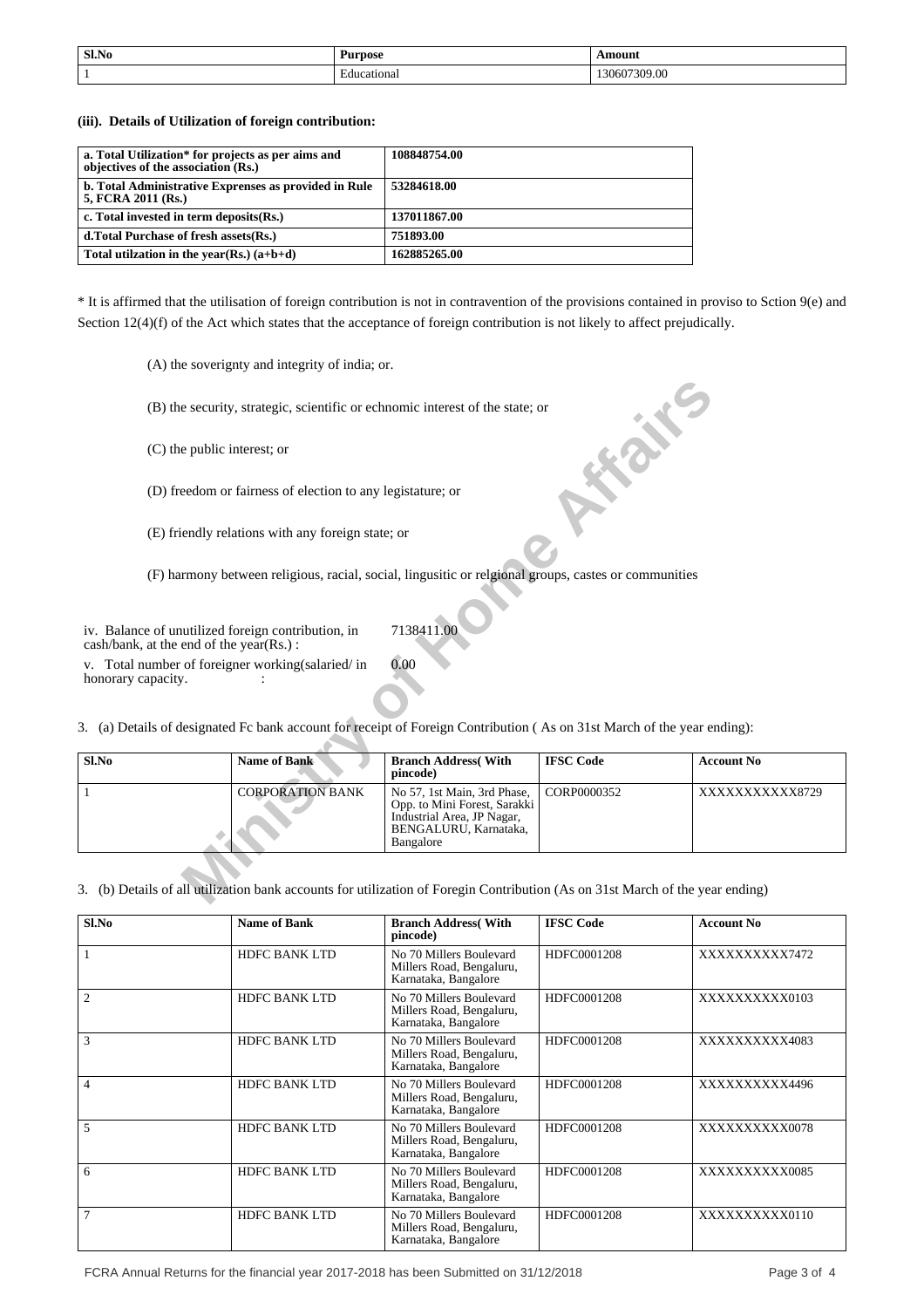| Sl.No | Purpose | Amount |
|---|---|---|
| 1 | Educational | 130607309.00 |

**(iii). Details of Utilization of foreign contribution:**

| | |
|---|---|
| **a. Total Utilization* for projects as per aims and objectives of the association (Rs.)** | **108848754.00** |
| **b. Total Administrative Exprenses as provided in Rule 5, FCRA 2011 (Rs.)** | **53284618.00** |
| **c. Total invested in term deposits(Rs.)** | **137011867.00** |
| **d.Total Purchase of fresh assets(Rs.)** | **751893.00** |
| **Total utilzation in the year(Rs.) (a+b+d)** | **162885265.00** |

* It is affirmed that the utilisation of foreign contribution is not in contravention of the provisions contained in proviso to Sction 9(e) and Section 12(4)(f) of the Act which states that the acceptance of foreign contribution is not likely to affect prejudically.

(A) the soverignty and integrity of india; or.

(B) the security, strategic, scientific or echnomic interest of the state; or

(C) the public interest; or

(D) freedom or fairness of election to any legistature; or

(E) friendly relations with any foreign state; or

(F) harmony between religious, racial, social, lingusitic or relgional groups, castes or communities

iv. Balance of unutilized foreign contribution, in cash/bank, at the end of the year(Rs.) : 7138411.00

v. Total number of foreigner working(salaried/ in honorary capacity. : 0.00

3. (a) Details of designated Fc bank account for receipt of Foreign Contribution ( As on 31st March of the year ending):

| Sl.No | Name of Bank | Branch Address( With pincode) | IFSC Code | Account No |
|---|---|---|---|---|
| 1 | CORPORATION BANK | No 57, 1st Main, 3rd Phase, Opp. to Mini Forest, Sarakki Industrial Area, JP Nagar, BENGALURU, Karnataka, Bangalore | CORP0000352 | XXXXXXXXXXX8729 |

3. (b) Details of all utilization bank accounts for utilization of Foregin Contribution (As on 31st March of the year ending)

| Sl.No | Name of Bank | Branch Address( With pincode) | IFSC Code | Account No |
|---|---|---|---|---|
| 1 | HDFC BANK LTD | No 70 Millers Boulevard Millers Road, Bengaluru, Karnataka, Bangalore | HDFC0001208 | XXXXXXXXXX7472 |
| 2 | HDFC BANK LTD | No 70 Millers Boulevard Millers Road, Bengaluru, Karnataka, Bangalore | HDFC0001208 | XXXXXXXXXX0103 |
| 3 | HDFC BANK LTD | No 70 Millers Boulevard Millers Road, Bengaluru, Karnataka, Bangalore | HDFC0001208 | XXXXXXXXXX4083 |
| 4 | HDFC BANK LTD | No 70 Millers Boulevard Millers Road, Bengaluru, Karnataka, Bangalore | HDFC0001208 | XXXXXXXXXX4496 |
| 5 | HDFC BANK LTD | No 70 Millers Boulevard Millers Road, Bengaluru, Karnataka, Bangalore | HDFC0001208 | XXXXXXXXXX0078 |
| 6 | HDFC BANK LTD | No 70 Millers Boulevard Millers Road, Bengaluru, Karnataka, Bangalore | HDFC0001208 | XXXXXXXXXX0085 |
| 7 | HDFC BANK LTD | No 70 Millers Boulevard Millers Road, Bengaluru, Karnataka, Bangalore | HDFC0001208 | XXXXXXXXXX0110 |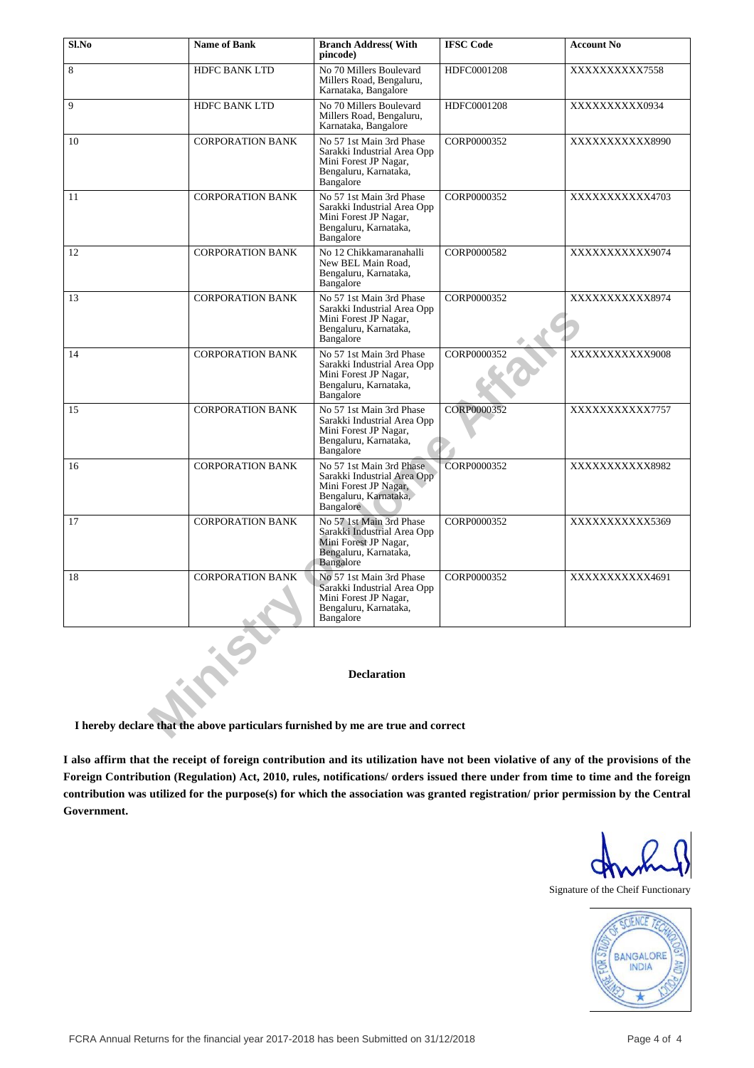| Sl.No | Name of Bank | Branch Address( With pincode) | IFSC Code | Account No |
|---|---|---|---|---|
| 8 | HDFC BANK LTD | No 70 Millers Boulevard Millers Road, Bengaluru, Karnataka, Bangalore | HDFC0001208 | XXXXXXXXXX7558 |
| 9 | HDFC BANK LTD | No 70 Millers Boulevard Millers Road, Bengaluru, Karnataka, Bangalore | HDFC0001208 | XXXXXXXXXX0934 |
| 10 | CORPORATION BANK | No 57 1st Main 3rd Phase Sarakki Industrial Area Opp Mini Forest JP Nagar, Bengaluru, Karnataka, Bangalore | CORP0000352 | XXXXXXXXXXX8990 |
| 11 | CORPORATION BANK | No 57 1st Main 3rd Phase Sarakki Industrial Area Opp Mini Forest JP Nagar, Bengaluru, Karnataka, Bangalore | CORP0000352 | XXXXXXXXXXX4703 |
| 12 | CORPORATION BANK | No 12 Chikkamaranahalli New BEL Main Road, Bengaluru, Karnataka, Bangalore | CORP0000582 | XXXXXXXXXXX9074 |
| 13 | CORPORATION BANK | No 57 1st Main 3rd Phase Sarakki Industrial Area Opp Mini Forest JP Nagar, Bengaluru, Karnataka, Bangalore | CORP0000352 | XXXXXXXXXXX8974 |
| 14 | CORPORATION BANK | No 57 1st Main 3rd Phase Sarakki Industrial Area Opp Mini Forest JP Nagar, Bengaluru, Karnataka, Bangalore | CORP0000352 | XXXXXXXXXXX9008 |
| 15 | CORPORATION BANK | No 57 1st Main 3rd Phase Sarakki Industrial Area Opp Mini Forest JP Nagar, Bengaluru, Karnataka, Bangalore | CORP0000352 | XXXXXXXXXXX7757 |
| 16 | CORPORATION BANK | No 57 1st Main 3rd Phase Sarakki Industrial Area Opp Mini Forest JP Nagar, Bengaluru, Karnataka, Bangalore | CORP0000352 | XXXXXXXXXXX8982 |
| 17 | CORPORATION BANK | No 57 1st Main 3rd Phase Sarakki Industrial Area Opp Mini Forest JP Nagar, Bengaluru, Karnataka, Bangalore | CORP0000352 | XXXXXXXXXXX5369 |
| 18 | CORPORATION BANK | No 57 1st Main 3rd Phase Sarakki Industrial Area Opp Mini Forest JP Nagar, Bengaluru, Karnataka, Bangalore | CORP0000352 | XXXXXXXXXXX4691 |

**Declaration**

**I hereby declare that the above particulars furnished by me are true and correct**

**I also affirm that the receipt of foreign contribution and its utilization have not been violative of any of the provisions of the Foreign Contribution (Regulation) Act, 2010, rules, notifications/ orders issued there under from time to time and the foreign contribution was utilized for the purpose(s) for which the association was granted registration/ prior permission by the Central Government.**

Signature of the Cheif Functionary

FCRA Annual Returns for the financial year 2017-2018 has been Submitted on 31/12/2018